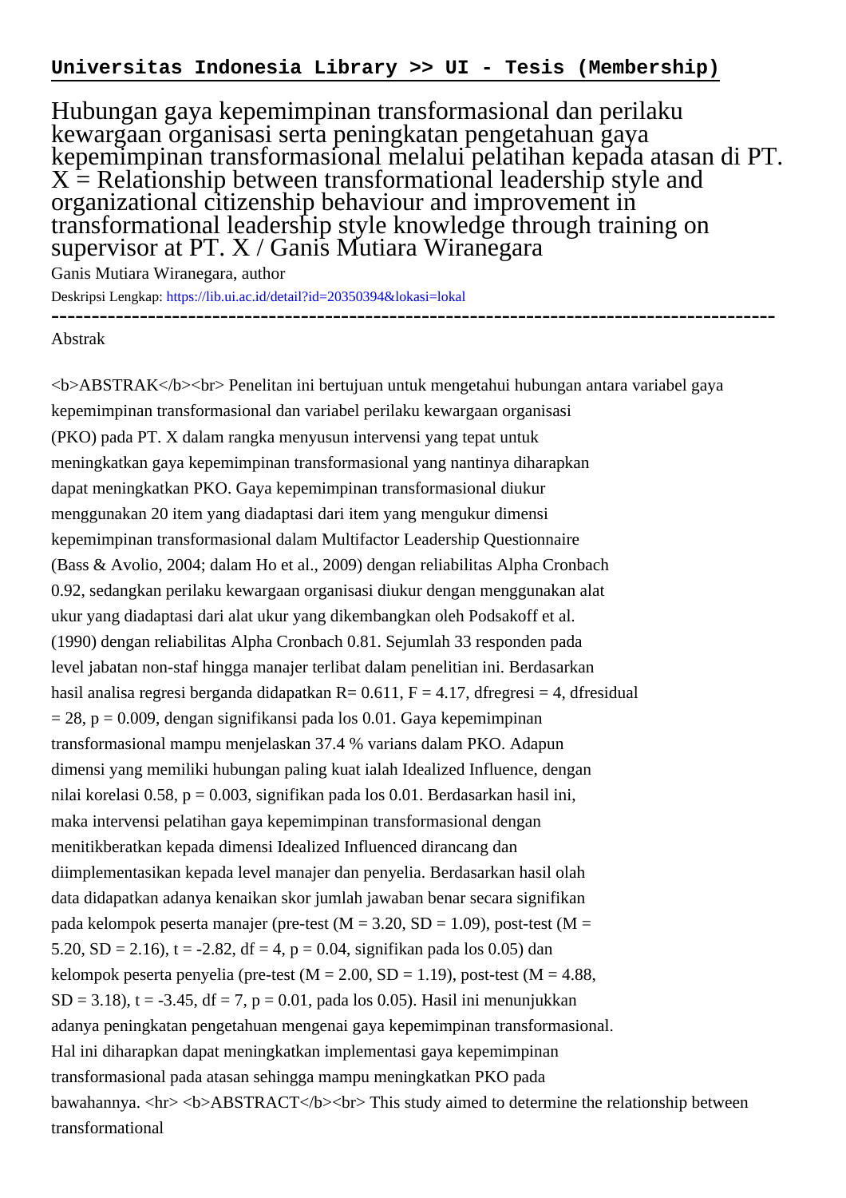**Universitas Indonesia Library >> UI - Tesis (Membership)**

# Hubungan gaya kepemimpinan transformasional dan perilaku kewargaan organisasi serta peningkatan pengetahuan gaya kepemimpinan transformasional melalui pelatihan kepada atasan di PT. X = Relationship between transformational leadership style and organizational citizenship behaviour and improvement in transformational leadership style knowledge through training on supervisor at PT. X / Ganis Mutiara Wiranegara

Ganis Mutiara Wiranegara, author

Deskripsi Lengkap: https://lib.ui.ac.id/detail?id=20350394&lokasi=lokal

---

Abstrak

<b>ABSTRAK</b><br> Penelitan ini bertujuan untuk mengetahui hubungan antara variabel gaya kepemimpinan transformasional dan variabel perilaku kewargaan organisasi (PKO) pada PT. X dalam rangka menyusun intervensi yang tepat untuk meningkatkan gaya kepemimpinan transformasional yang nantinya diharapkan dapat meningkatkan PKO. Gaya kepemimpinan transformasional diukur menggunakan 20 item yang diadaptasi dari item yang mengukur dimensi kepemimpinan transformasional dalam Multifactor Leadership Questionnaire (Bass & Avolio, 2004; dalam Ho et al., 2009) dengan reliabilitas Alpha Cronbach 0.92, sedangkan perilaku kewargaan organisasi diukur dengan menggunakan alat ukur yang diadaptasi dari alat ukur yang dikembangkan oleh Podsakoff et al. (1990) dengan reliabilitas Alpha Cronbach 0.81. Sejumlah 33 responden pada level jabatan non-staf hingga manajer terlibat dalam penelitian ini. Berdasarkan hasil analisa regresi berganda didapatkan R= 0.611, F = 4.17, dfregresi = 4, dfresidual = 28, p = 0.009, dengan signifikansi pada los 0.01. Gaya kepemimpinan transformasional mampu menjelaskan 37.4 % varians dalam PKO. Adapun dimensi yang memiliki hubungan paling kuat ialah Idealized Influence, dengan nilai korelasi 0.58, p = 0.003, signifikan pada los 0.01. Berdasarkan hasil ini, maka intervensi pelatihan gaya kepemimpinan transformasional dengan menitikberatkan kepada dimensi Idealized Influenced dirancang dan diimplementasikan kepada level manajer dan penyelia. Berdasarkan hasil olah data didapatkan adanya kenaikan skor jumlah jawaban benar secara signifikan pada kelompok peserta manajer (pre-test (M = 3.20, SD = 1.09), post-test (M = 5.20, SD = 2.16), t = -2.82, df = 4, p = 0.04, signifikan pada los 0.05) dan kelompok peserta penyelia (pre-test (M = 2.00, SD = 1.19), post-test (M = 4.88, SD = 3.18), t = -3.45, df = 7, p = 0.01, pada los 0.05). Hasil ini menunjukkan adanya peningkatan pengetahuan mengenai gaya kepemimpinan transformasional. Hal ini diharapkan dapat meningkatkan implementasi gaya kepemimpinan transformasional pada atasan sehingga mampu meningkatkan PKO pada bawahannya. <hr> <b>ABSTRACT</b><br> This study aimed to determine the relationship between transformational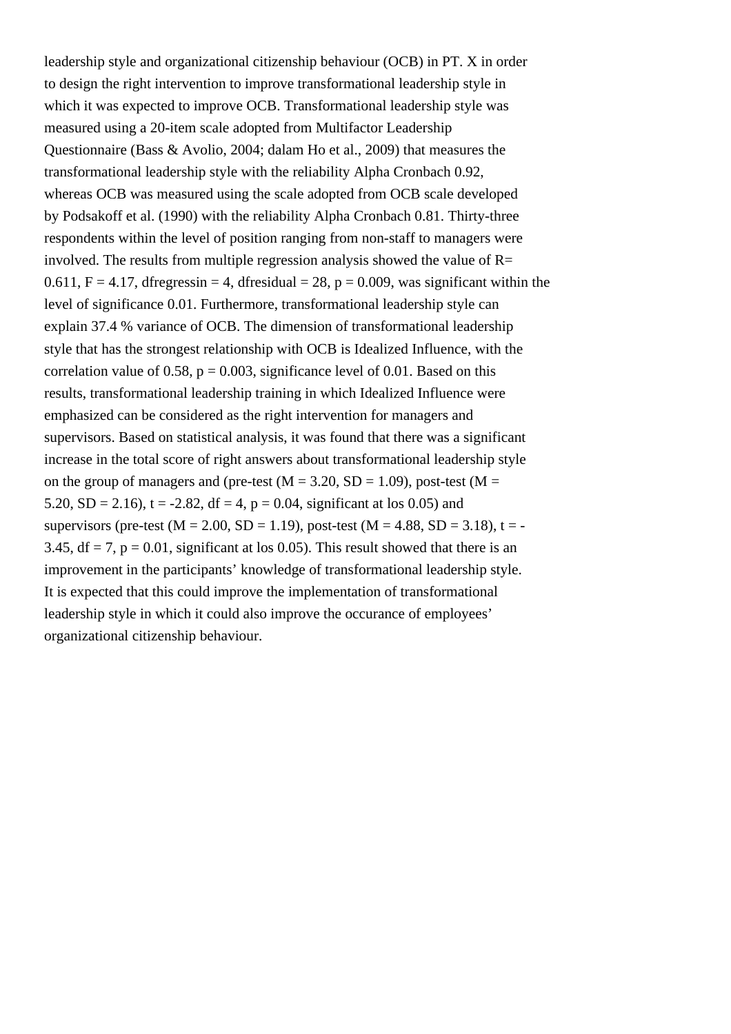leadership style and organizational citizenship behaviour (OCB) in PT. X in order to design the right intervention to improve transformational leadership style in which it was expected to improve OCB. Transformational leadership style was measured using a 20-item scale adopted from Multifactor Leadership Questionnaire (Bass & Avolio, 2004; dalam Ho et al., 2009) that measures the transformational leadership style with the reliability Alpha Cronbach 0.92, whereas OCB was measured using the scale adopted from OCB scale developed by Podsakoff et al. (1990) with the reliability Alpha Cronbach 0.81. Thirty-three respondents within the level of position ranging from non-staff to managers were involved. The results from multiple regression analysis showed the value of $R = 0.611$, $F = 4.17$, $df_{regressin} = 4$, $df_{residual} = 28$, $p = 0.009$, was significant within the level of significance 0.01. Furthermore, transformational leadership style can explain 37.4 % variance of OCB. The dimension of transformational leadership style that has the strongest relationship with OCB is Idealized Influence, with the correlation value of 0.58, $p = 0.003$, significance level of 0.01. Based on this results, transformational leadership training in which Idealized Influence were emphasized can be considered as the right intervention for managers and supervisors. Based on statistical analysis, it was found that there was a significant increase in the total score of right answers about transformational leadership style on the group of managers and (pre-test ($M = 3.20$, $SD = 1.09$), post-test ($M = 5.20$, $SD = 2.16$), $t = -2.82$, $df = 4$, $p = 0.04$, significant at los 0.05) and supervisors (pre-test ($M = 2.00$, $SD = 1.19$), post-test ($M = 4.88$, $SD = 3.18$), $t = -3.45$, $df = 7$, $p = 0.01$, significant at los 0.05). This result showed that there is an improvement in the participants' knowledge of transformational leadership style. It is expected that this could improve the implementation of transformational leadership style in which it could also improve the occurance of employees' organizational citizenship behaviour.